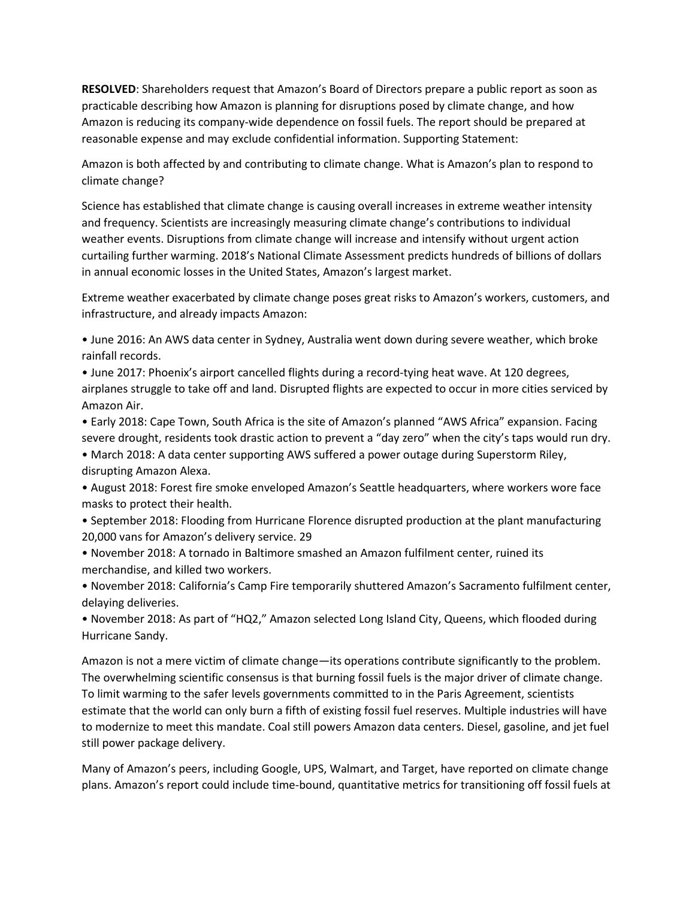**RESOLVED**: Shareholders request that Amazon's Board of Directors prepare a public report as soon as practicable describing how Amazon is planning for disruptions posed by climate change, and how Amazon is reducing its company-wide dependence on fossil fuels. The report should be prepared at reasonable expense and may exclude confidential information. Supporting Statement:

Amazon is both affected by and contributing to climate change. What is Amazon's plan to respond to climate change?

Science has established that climate change is causing overall increases in extreme weather intensity and frequency. Scientists are increasingly measuring climate change's contributions to individual weather events. Disruptions from climate change will increase and intensify without urgent action curtailing further warming. 2018's National Climate Assessment predicts hundreds of billions of dollars in annual economic losses in the United States, Amazon's largest market.

Extreme weather exacerbated by climate change poses great risks to Amazon's workers, customers, and infrastructure, and already impacts Amazon:

- June 2016: An AWS data center in Sydney, Australia went down during severe weather, which broke rainfall records.
- June 2017: Phoenix's airport cancelled flights during a record-tying heat wave. At 120 degrees, airplanes struggle to take off and land. Disrupted flights are expected to occur in more cities serviced by Amazon Air.
- Early 2018: Cape Town, South Africa is the site of Amazon's planned "AWS Africa" expansion. Facing severe drought, residents took drastic action to prevent a "day zero" when the city's taps would run dry.
- March 2018: A data center supporting AWS suffered a power outage during Superstorm Riley, disrupting Amazon Alexa.
- August 2018: Forest fire smoke enveloped Amazon's Seattle headquarters, where workers wore face masks to protect their health.
- September 2018: Flooding from Hurricane Florence disrupted production at the plant manufacturing 20,000 vans for Amazon's delivery service. 29
- November 2018: A tornado in Baltimore smashed an Amazon fulfilment center, ruined its merchandise, and killed two workers.
- November 2018: California's Camp Fire temporarily shuttered Amazon's Sacramento fulfilment center, delaying deliveries.
- November 2018: As part of "HQ2," Amazon selected Long Island City, Queens, which flooded during Hurricane Sandy.

Amazon is not a mere victim of climate change—its operations contribute significantly to the problem. The overwhelming scientific consensus is that burning fossil fuels is the major driver of climate change. To limit warming to the safer levels governments committed to in the Paris Agreement, scientists estimate that the world can only burn a fifth of existing fossil fuel reserves. Multiple industries will have to modernize to meet this mandate. Coal still powers Amazon data centers. Diesel, gasoline, and jet fuel still power package delivery.

Many of Amazon's peers, including Google, UPS, Walmart, and Target, have reported on climate change plans. Amazon's report could include time-bound, quantitative metrics for transitioning off fossil fuels at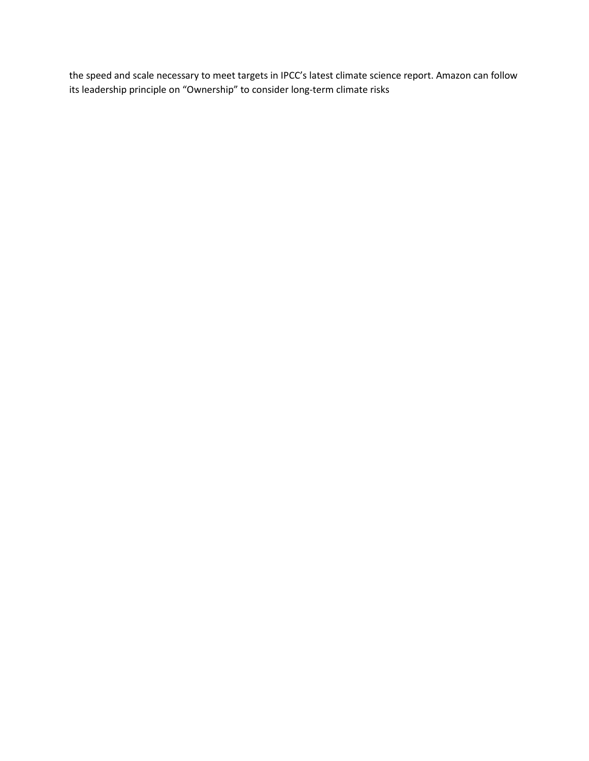the speed and scale necessary to meet targets in IPCC's latest climate science report. Amazon can follow its leadership principle on "Ownership" to consider long-term climate risks